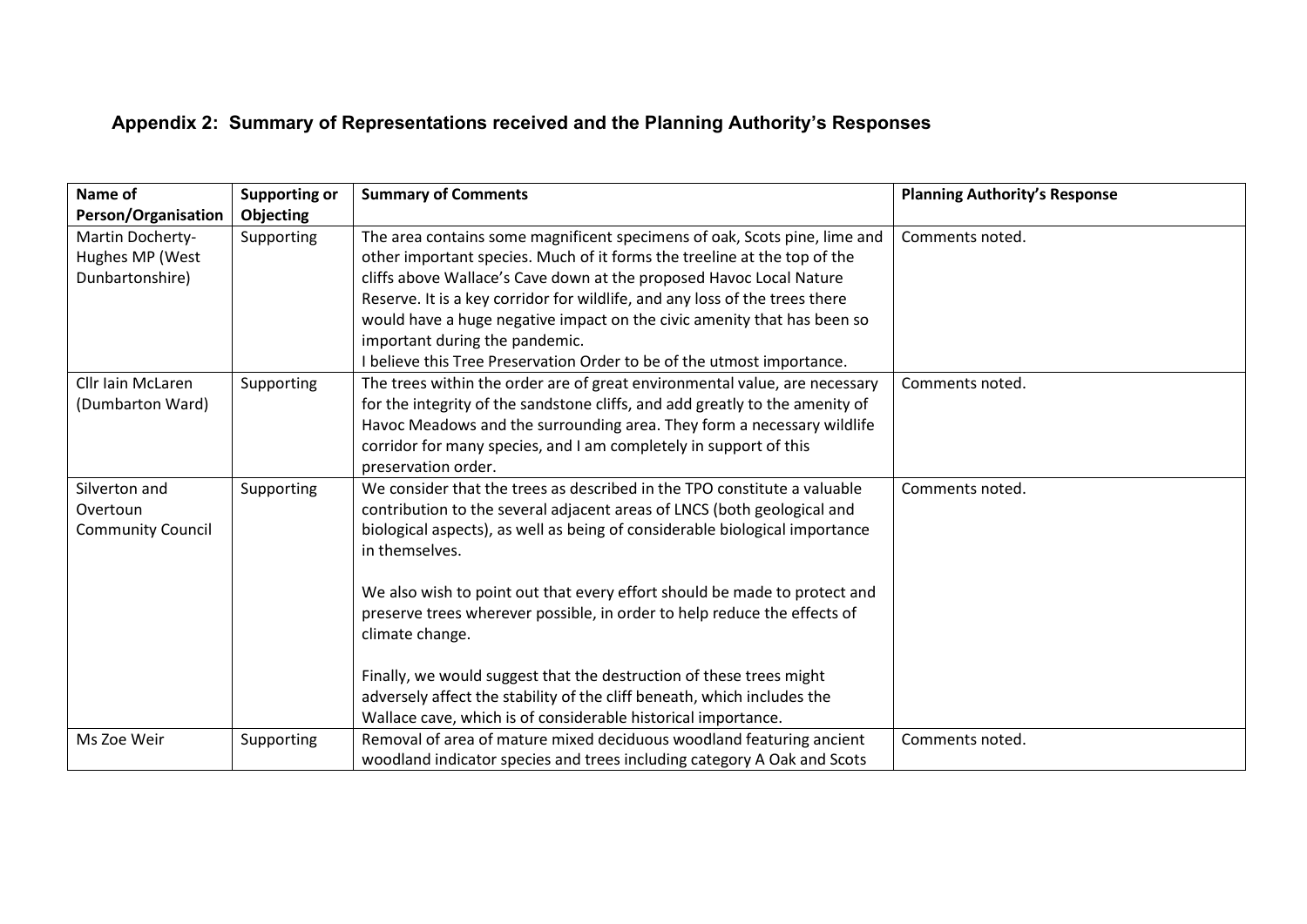### Appendix 2: Summary of Representations received and the Planning Authority's Responses

| Name of Person/Organisation | Supporting or Objecting | Summary of Comments | Planning Authority's Response |
|---|---|---|---|
| Martin Docherty-Hughes MP (West Dunbartonshire) | Supporting | The area contains some magnificent specimens of oak, Scots pine, lime and other important species. Much of it forms the treeline at the top of the cliffs above Wallace's Cave down at the proposed Havoc Local Nature Reserve. It is a key corridor for wildlife, and any loss of the trees there would have a huge negative impact on the civic amenity that has been so important during the pandemic.<br>I believe this Tree Preservation Order to be of the utmost importance. | Comments noted. |
| Cllr Iain McLaren (Dumbarton Ward) | Supporting | The trees within the order are of great environmental value, are necessary for the integrity of the sandstone cliffs, and add greatly to the amenity of Havoc Meadows and the surrounding area. They form a necessary wildlife corridor for many species, and I am completely in support of this preservation order. | Comments noted. |
| Silverton and Overtoun Community Council | Supporting | We consider that the trees as described in the TPO constitute a valuable contribution to the several adjacent areas of LNCS (both geological and biological aspects), as well as being of considerable biological importance in themselves.<br><br>We also wish to point out that every effort should be made to protect and preserve trees wherever possible, in order to help reduce the effects of climate change.<br><br>Finally, we would suggest that the destruction of these trees might adversely affect the stability of the cliff beneath, which includes the Wallace cave, which is of considerable historical importance. | Comments noted. |
| Ms Zoe Weir | Supporting | Removal of area of mature mixed deciduous woodland featuring ancient woodland indicator species and trees including category A Oak and Scots | Comments noted. |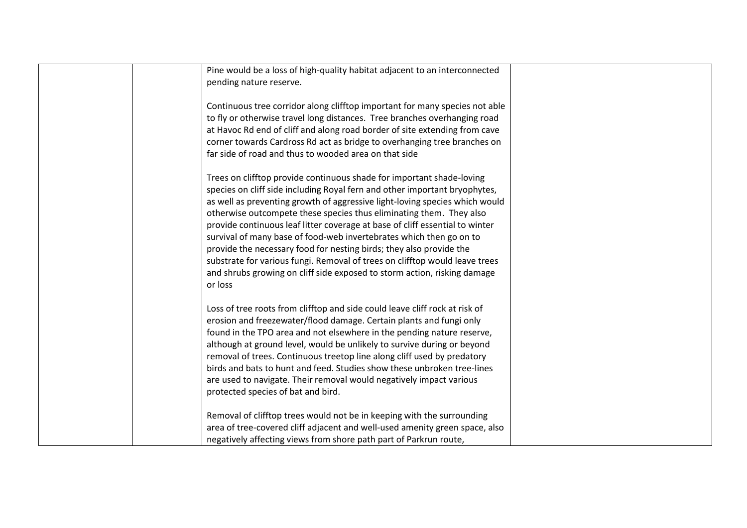| | | | |
|---|---|---|---|
| | | Pine would be a loss of high-quality habitat adjacent to an interconnected pending nature reserve.<br><br>Continuous tree corridor along clifftop important for many species not able to fly or otherwise travel long distances. Tree branches overhanging road at Havoc Rd end of cliff and along road border of site extending from cave corner towards Cardross Rd act as bridge to overhanging tree branches on far side of road and thus to wooded area on that side<br><br>Trees on clifftop provide continuous shade for important shade-loving species on cliff side including Royal fern and other important bryophytes, as well as preventing growth of aggressive light-loving species which would otherwise outcompete these species thus eliminating them. They also provide continuous leaf litter coverage at base of cliff essential to winter survival of many base of food-web invertebrates which then go on to provide the necessary food for nesting birds; they also provide the substrate for various fungi. Removal of trees on clifftop would leave trees and shrubs growing on cliff side exposed to storm action, risking damage or loss<br><br>Loss of tree roots from clifftop and side could leave cliff rock at risk of erosion and freezewater/flood damage. Certain plants and fungi only found in the TPO area and not elsewhere in the pending nature reserve, although at ground level, would be unlikely to survive during or beyond removal of trees. Continuous treetop line along cliff used by predatory birds and bats to hunt and feed. Studies show these unbroken tree-lines are used to navigate. Their removal would negatively impact various protected species of bat and bird.<br><br>Removal of clifftop trees would not be in keeping with the surrounding area of tree-covered cliff adjacent and well-used amenity green space, also negatively affecting views from shore path part of Parkrun route, | |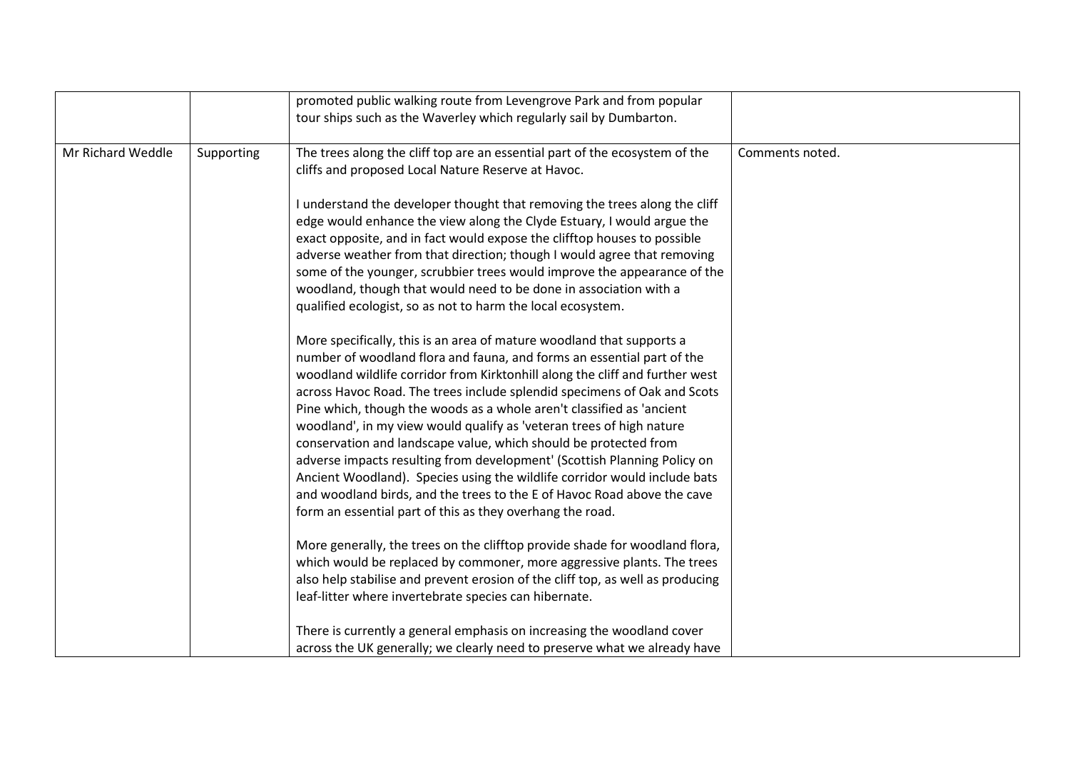| | | | |
|---|---|---|---|
| | | promoted public walking route from Levengrove Park and from popular tour ships such as the Waverley which regularly sail by Dumbarton. | |
| Mr Richard Weddle | Supporting | The trees along the cliff top are an essential part of the ecosystem of the cliffs and proposed Local Nature Reserve at Havoc.<br><br>I understand the developer thought that removing the trees along the cliff edge would enhance the view along the Clyde Estuary, I would argue the exact opposite, and in fact would expose the clifftop houses to possible adverse weather from that direction; though I would agree that removing some of the younger, scrubbier trees would improve the appearance of the woodland, though that would need to be done in association with a qualified ecologist, so as not to harm the local ecosystem.<br><br>More specifically, this is an area of mature woodland that supports a number of woodland flora and fauna, and forms an essential part of the woodland wildlife corridor from Kirktonhill along the cliff and further west across Havoc Road. The trees include splendid specimens of Oak and Scots Pine which, though the woods as a whole aren't classified as 'ancient woodland', in my view would qualify as 'veteran trees of high nature conservation and landscape value, which should be protected from adverse impacts resulting from development' (Scottish Planning Policy on Ancient Woodland). Species using the wildlife corridor would include bats and woodland birds, and the trees to the E of Havoc Road above the cave form an essential part of this as they overhang the road.<br><br>More generally, the trees on the clifftop provide shade for woodland flora, which would be replaced by commoner, more aggressive plants. The trees also help stabilise and prevent erosion of the cliff top, as well as producing leaf-litter where invertebrate species can hibernate.<br><br>There is currently a general emphasis on increasing the woodland cover across the UK generally; we clearly need to preserve what we already have | Comments noted. |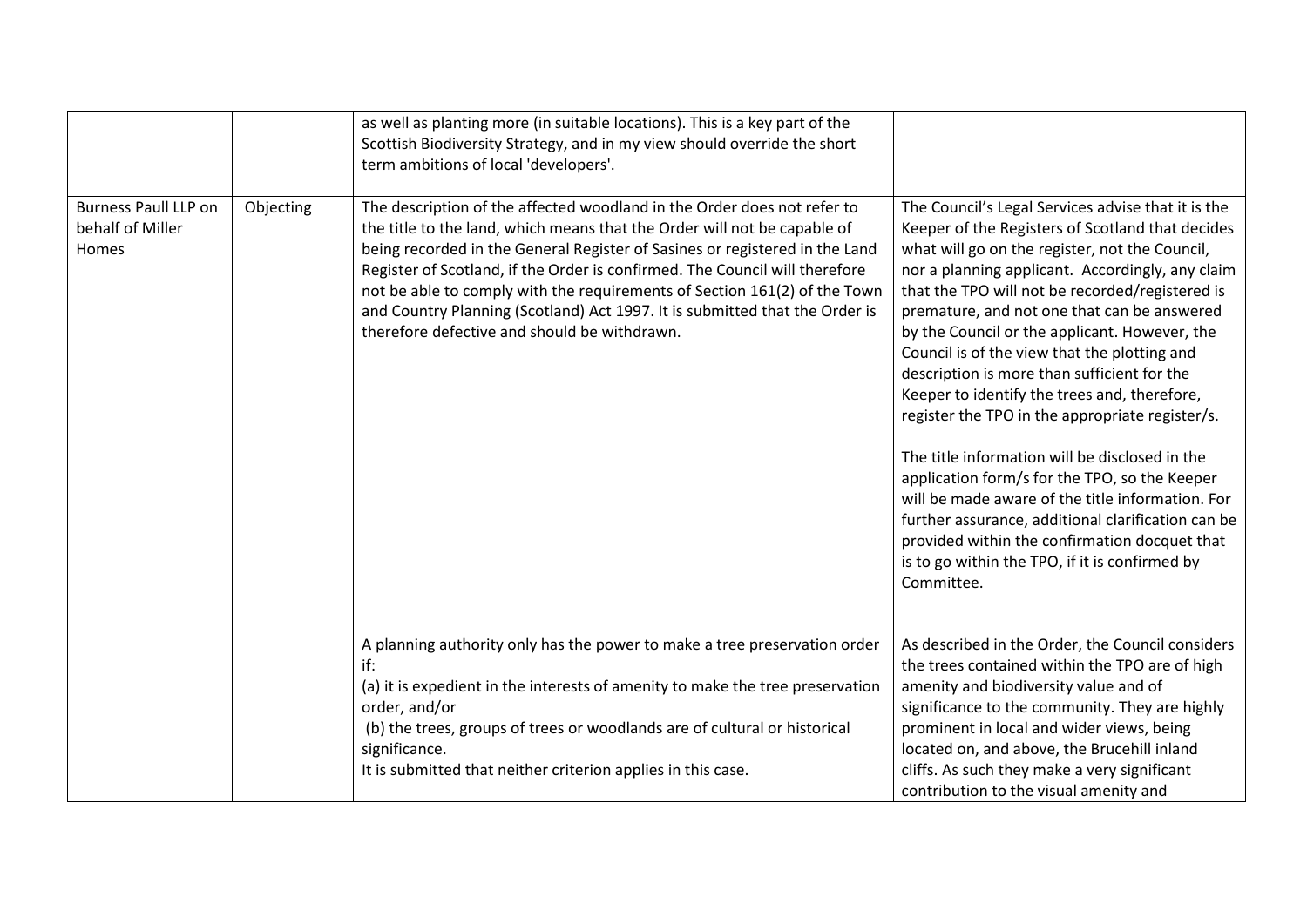|  |  |  |  |
| --- | --- | --- | --- |
|  |  | as well as planting more (in suitable locations). This is a key part of the Scottish Biodiversity Strategy, and in my view should override the short term ambitions of local 'developers'. |  |
| Burness Paull LLP on behalf of Miller Homes | Objecting | The description of the affected woodland in the Order does not refer to the title to the land, which means that the Order will not be capable of being recorded in the General Register of Sasines or registered in the Land Register of Scotland, if the Order is confirmed. The Council will therefore not be able to comply with the requirements of Section 161(2) of the Town and Country Planning (Scotland) Act 1997. It is submitted that the Order is therefore defective and should be withdrawn. | The Council's Legal Services advise that it is the Keeper of the Registers of Scotland that decides what will go on the register, not the Council, nor a planning applicant. Accordingly, any claim that the TPO will not be recorded/registered is premature, and not one that can be answered by the Council or the applicant. However, the Council is of the view that the plotting and description is more than sufficient for the Keeper to identify the trees and, therefore, register the TPO in the appropriate register/s.<br><br>The title information will be disclosed in the application form/s for the TPO, so the Keeper will be made aware of the title information. For further assurance, additional clarification can be provided within the confirmation docquet that is to go within the TPO, if it is confirmed by Committee. |
|  |  | A planning authority only has the power to make a tree preservation order if:<br>(a) it is expedient in the interests of amenity to make the tree preservation order, and/or<br>(b) the trees, groups of trees or woodlands are of cultural or historical significance.<br>It is submitted that neither criterion applies in this case. | As described in the Order, the Council considers the trees contained within the TPO are of high amenity and biodiversity value and of significance to the community. They are highly prominent in local and wider views, being located on, and above, the Brucehill inland cliffs. As such they make a very significant contribution to the visual amenity and |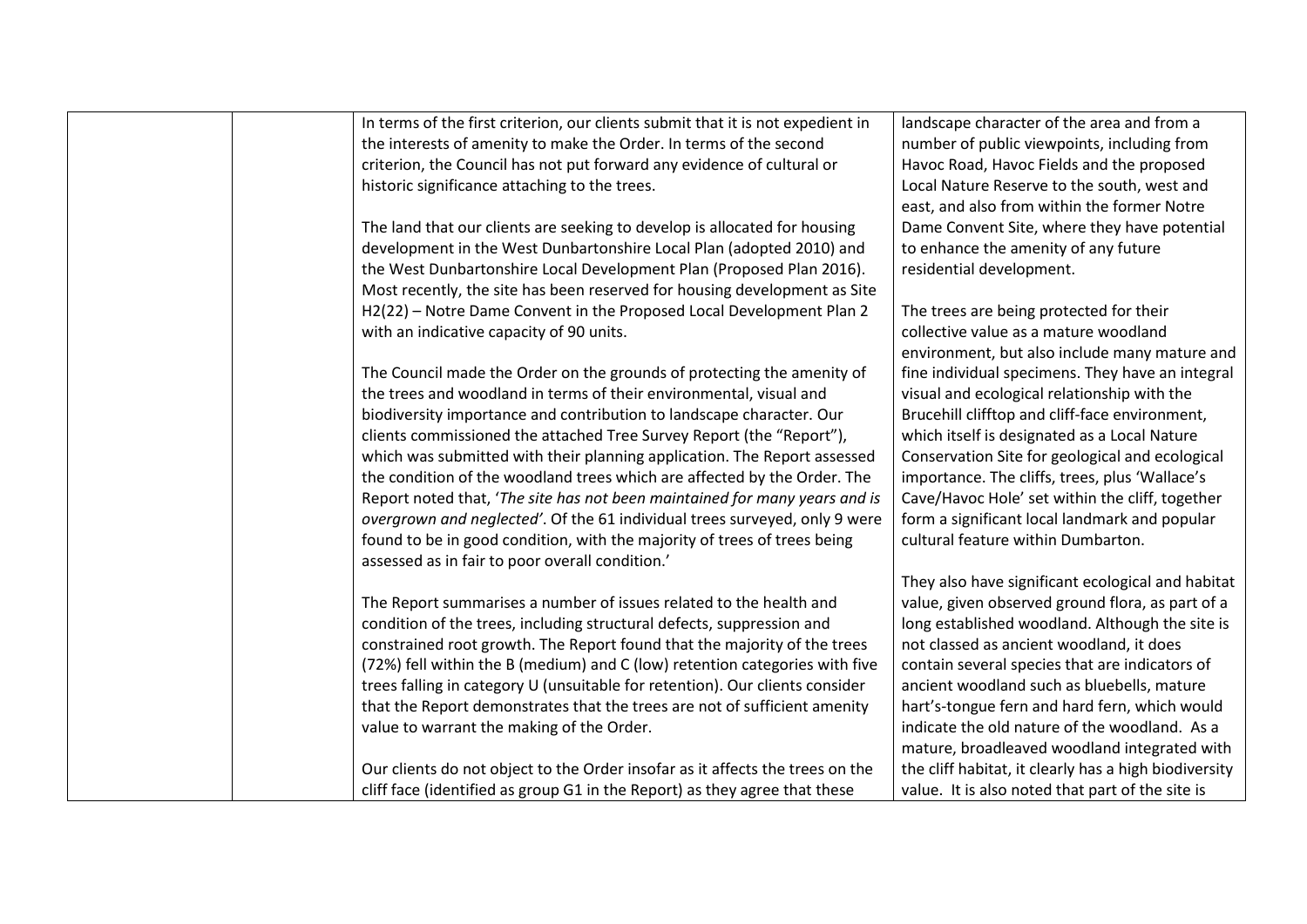| | | | |
|---|---|---|---|
| | | In terms of the first criterion, our clients submit that it is not expedient in the interests of amenity to make the Order. In terms of the second criterion, the Council has not put forward any evidence of cultural or historic significance attaching to the trees.<br><br>The land that our clients are seeking to develop is allocated for housing development in the West Dunbartonshire Local Plan (adopted 2010) and the West Dunbartonshire Local Development Plan (Proposed Plan 2016). Most recently, the site has been reserved for housing development as Site H2(22) – Notre Dame Convent in the Proposed Local Development Plan 2 with an indicative capacity of 90 units.<br><br>The Council made the Order on the grounds of protecting the amenity of the trees and woodland in terms of their environmental, visual and biodiversity importance and contribution to landscape character. Our clients commissioned the attached Tree Survey Report (the "Report"), which was submitted with their planning application. The Report assessed the condition of the woodland trees which are affected by the Order. The Report noted that, '*The site has not been maintained for many years and is overgrown and neglected*'. Of the 61 individual trees surveyed, only 9 were found to be in good condition, with the majority of trees of trees being assessed as in fair to poor overall condition.'<br><br>The Report summarises a number of issues related to the health and condition of the trees, including structural defects, suppression and constrained root growth. The Report found that the majority of the trees (72%) fell within the B (medium) and C (low) retention categories with five trees falling in category U (unsuitable for retention). Our clients consider that the Report demonstrates that the trees are not of sufficient amenity value to warrant the making of the Order.<br><br>Our clients do not object to the Order insofar as it affects the trees on the cliff face (identified as group G1 in the Report) as they agree that these | landscape character of the area and from a number of public viewpoints, including from Havoc Road, Havoc Fields and the proposed Local Nature Reserve to the south, west and east, and also from within the former Notre Dame Convent Site, where they have potential to enhance the amenity of any future residential development.<br><br>The trees are being protected for their collective value as a mature woodland environment, but also include many mature and fine individual specimens. They have an integral visual and ecological relationship with the Brucehill clifftop and cliff-face environment, which itself is designated as a Local Nature Conservation Site for geological and ecological importance. The cliffs, trees, plus 'Wallace's Cave/Havoc Hole' set within the cliff, together form a significant local landmark and popular cultural feature within Dumbarton.<br><br>They also have significant ecological and habitat value, given observed ground flora, as part of a long established woodland. Although the site is not classed as ancient woodland, it does contain several species that are indicators of ancient woodland such as bluebells, mature hart's-tongue fern and hard fern, which would indicate the old nature of the woodland. As a mature, broadleaved woodland integrated with the cliff habitat, it clearly has a high biodiversity value. It is also noted that part of the site is |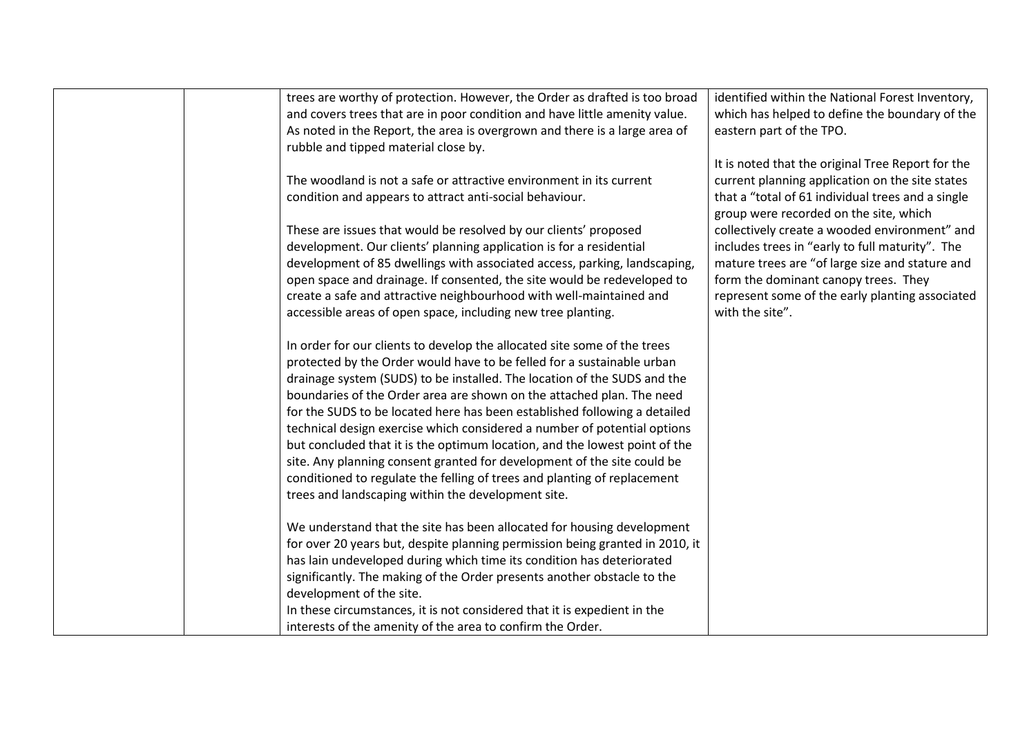| | | | |
|---|---|---|---|
| | | trees are worthy of protection. However, the Order as drafted is too broad and covers trees that are in poor condition and have little amenity value. As noted in the Report, the area is overgrown and there is a large area of rubble and tipped material close by.<br><br>The woodland is not a safe or attractive environment in its current condition and appears to attract anti-social behaviour.<br><br>These are issues that would be resolved by our clients' proposed development. Our clients' planning application is for a residential development of 85 dwellings with associated access, parking, landscaping, open space and drainage. If consented, the site would be redeveloped to create a safe and attractive neighbourhood with well-maintained and accessible areas of open space, including new tree planting.<br><br>In order for our clients to develop the allocated site some of the trees protected by the Order would have to be felled for a sustainable urban drainage system (SUDS) to be installed. The location of the SUDS and the boundaries of the Order area are shown on the attached plan. The need for the SUDS to be located here has been established following a detailed technical design exercise which considered a number of potential options but concluded that it is the optimum location, and the lowest point of the site. Any planning consent granted for development of the site could be conditioned to regulate the felling of trees and planting of replacement trees and landscaping within the development site.<br><br>We understand that the site has been allocated for housing development for over 20 years but, despite planning permission being granted in 2010, it has lain undeveloped during which time its condition has deteriorated significantly. The making of the Order presents another obstacle to the development of the site.<br>In these circumstances, it is not considered that it is expedient in the interests of the amenity of the area to confirm the Order. | identified within the National Forest Inventory, which has helped to define the boundary of the eastern part of the TPO.<br><br>It is noted that the original Tree Report for the current planning application on the site states that a "total of 61 individual trees and a single group were recorded on the site, which collectively create a wooded environment" and includes trees in "early to full maturity". The mature trees are "of large size and stature and form the dominant canopy trees. They represent some of the early planting associated with the site". |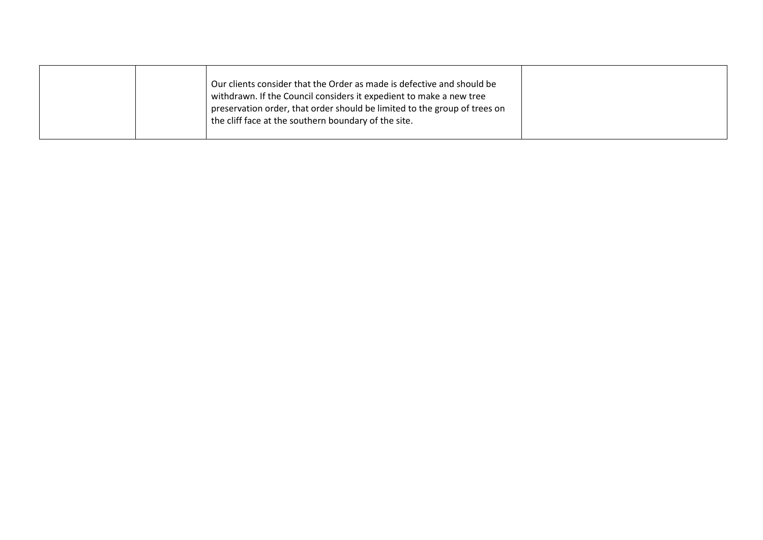| | | | |
|---|---|---|---|
| | | Our clients consider that the Order as made is defective and should be withdrawn. If the Council considers it expedient to make a new tree preservation order, that order should be limited to the group of trees on the cliff face at the southern boundary of the site. | |